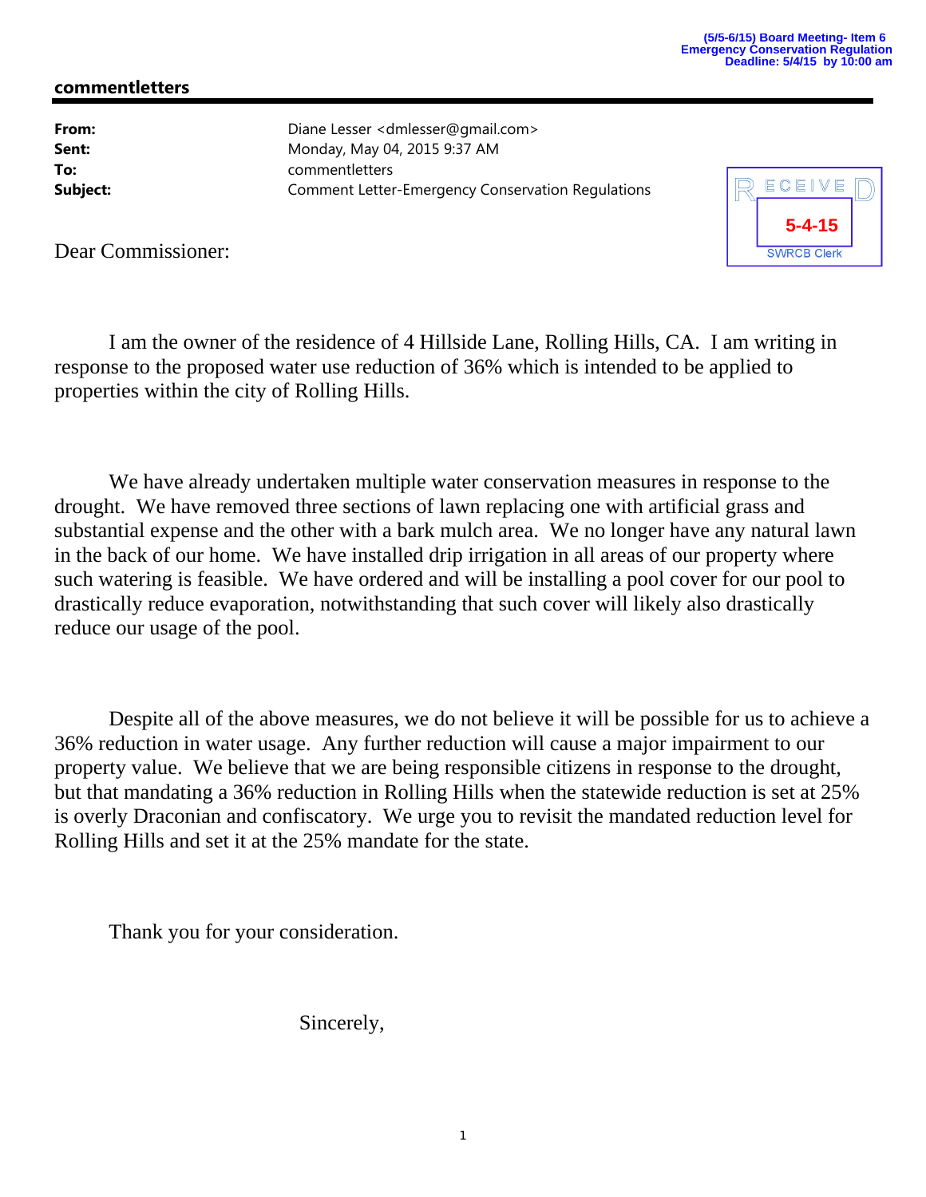(5/5-6/15) Board Meeting- Item 6
Emergency Conservation Regulation
Deadline: 5/4/15 by 10:00 am

## commentletters

**From:** Diane Lesser <dmlesser@gmail.com>
**Sent:** Monday, May 04, 2015 9:37 AM
**To:** commentletters
**Subject:** Comment Letter-Emergency Conservation Regulations

RECEIVED
5-4-15
SWRCB Clerk

Dear Commissioner:

I am the owner of the residence of 4 Hillside Lane, Rolling Hills, CA. I am writing in response to the proposed water use reduction of 36% which is intended to be applied to properties within the city of Rolling Hills.

We have already undertaken multiple water conservation measures in response to the drought. We have removed three sections of lawn replacing one with artificial grass and substantial expense and the other with a bark mulch area. We no longer have any natural lawn in the back of our home. We have installed drip irrigation in all areas of our property where such watering is feasible. We have ordered and will be installing a pool cover for our pool to drastically reduce evaporation, notwithstanding that such cover will likely also drastically reduce our usage of the pool.

Despite all of the above measures, we do not believe it will be possible for us to achieve a 36% reduction in water usage. Any further reduction will cause a major impairment to our property value. We believe that we are being responsible citizens in response to the drought, but that mandating a 36% reduction in Rolling Hills when the statewide reduction is set at 25% is overly Draconian and confiscatory. We urge you to revisit the mandated reduction level for Rolling Hills and set it at the 25% mandate for the state.

Thank you for your consideration.

Sincerely,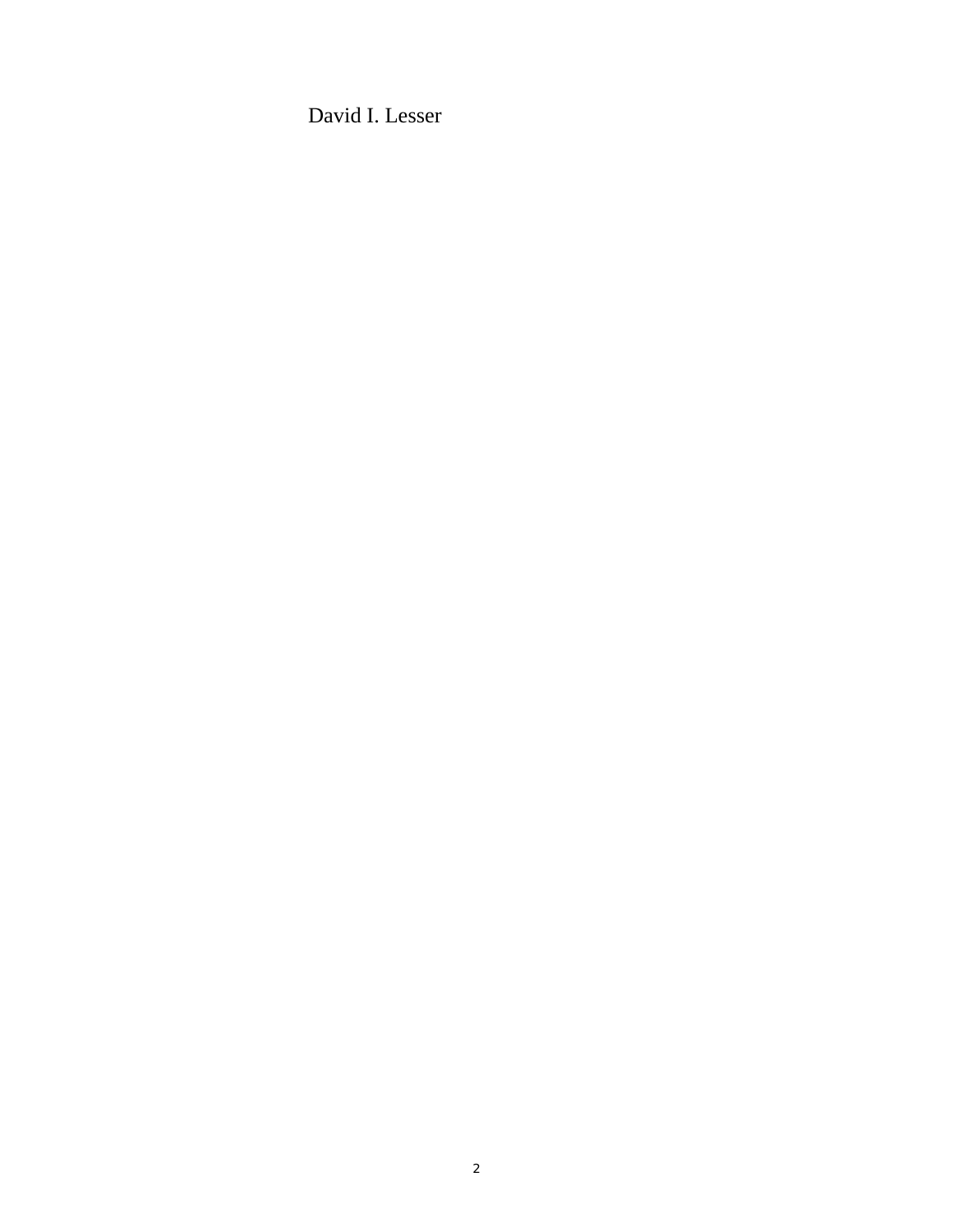David I. Lesser